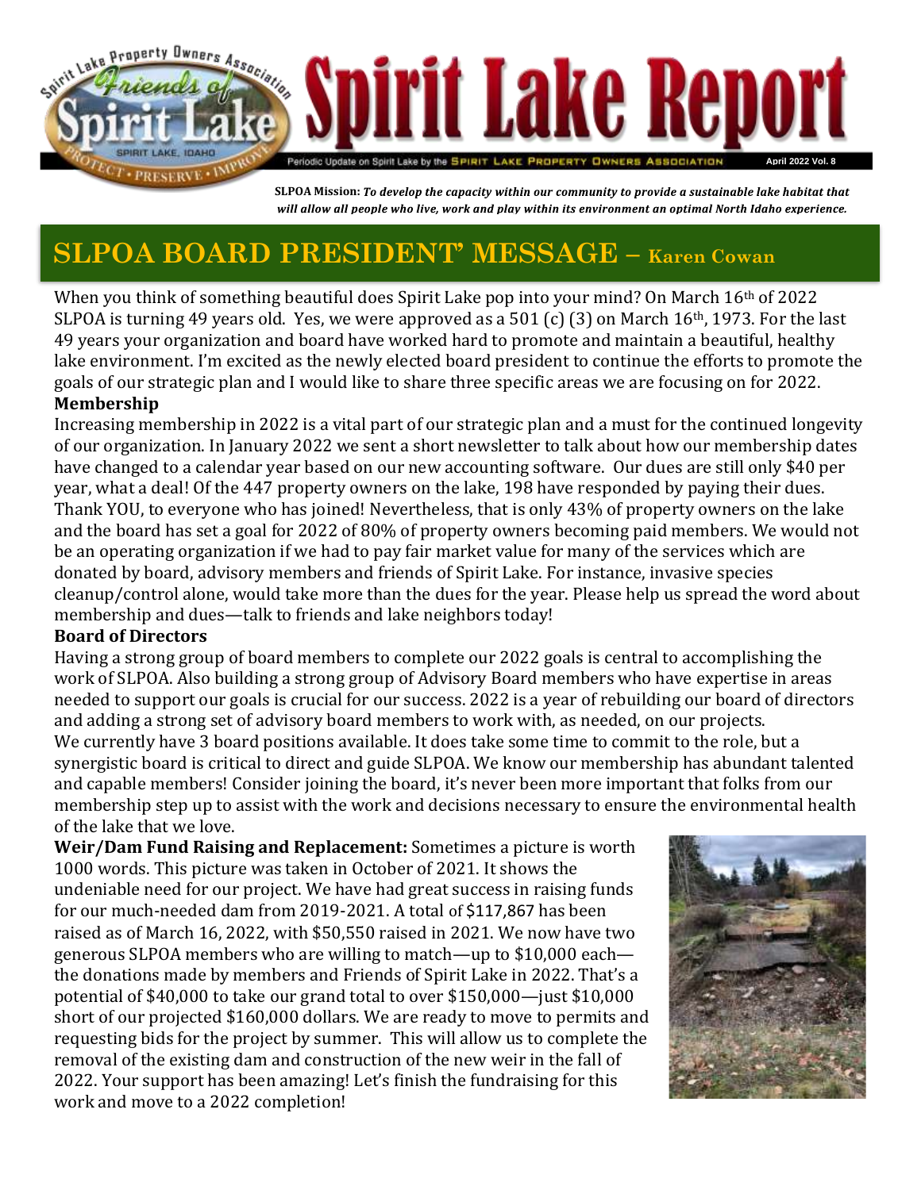# Spirit Lake Report

Periodic Update on Spirit Lake by the SPIRIT LAKE PROPERTY OWNERS ASSOCIATION — April 2022 Vol. 8

**SLPOA Mission:** ***To develop the capacity within our community to provide a sustainable lake habitat that will allow all people who live, work and play within its environment an optimal North Idaho experience.***

## SLPOA BOARD PRESIDENT' MESSAGE – Karen Cowan

When you think of something beautiful does Spirit Lake pop into your mind? On March 16th of 2022 SLPOA is turning 49 years old. Yes, we were approved as a 501 (c) (3) on March 16th, 1973. For the last 49 years your organization and board have worked hard to promote and maintain a beautiful, healthy lake environment. I'm excited as the newly elected board president to continue the efforts to promote the goals of our strategic plan and I would like to share three specific areas we are focusing on for 2022.

**Membership**

Increasing membership in 2022 is a vital part of our strategic plan and a must for the continued longevity of our organization. In January 2022 we sent a short newsletter to talk about how our membership dates have changed to a calendar year based on our new accounting software. Our dues are still only $40 per year, what a deal! Of the 447 property owners on the lake, 198 have responded by paying their dues. Thank YOU, to everyone who has joined! Nevertheless, that is only 43% of property owners on the lake and the board has set a goal for 2022 of 80% of property owners becoming paid members. We would not be an operating organization if we had to pay fair market value for many of the services which are donated by board, advisory members and friends of Spirit Lake. For instance, invasive species cleanup/control alone, would take more than the dues for the year. Please help us spread the word about membership and dues—talk to friends and lake neighbors today!

**Board of Directors**

Having a strong group of board members to complete our 2022 goals is central to accomplishing the work of SLPOA. Also building a strong group of Advisory Board members who have expertise in areas needed to support our goals is crucial for our success. 2022 is a year of rebuilding our board of directors and adding a strong set of advisory board members to work with, as needed, on our projects.
We currently have 3 board positions available. It does take some time to commit to the role, but a synergistic board is critical to direct and guide SLPOA. We know our membership has abundant talented and capable members! Consider joining the board, it's never been more important that folks from our membership step up to assist with the work and decisions necessary to ensure the environmental health of the lake that we love.

**Weir/Dam Fund Raising and Replacement:** Sometimes a picture is worth 1000 words. This picture was taken in October of 2021. It shows the undeniable need for our project. We have had great success in raising funds for our much-needed dam from 2019-2021. A total of $117,867 has been raised as of March 16, 2022, with $50,550 raised in 2021. We now have two generous SLPOA members who are willing to match—up to $10,000 each—the donations made by members and Friends of Spirit Lake in 2022. That's a potential of $40,000 to take our grand total to over $150,000—just $10,000 short of our projected $160,000 dollars. We are ready to move to permits and requesting bids for the project by summer. This will allow us to complete the removal of the existing dam and construction of the new weir in the fall of 2022. Your support has been amazing! Let's finish the fundraising for this work and move to a 2022 completion!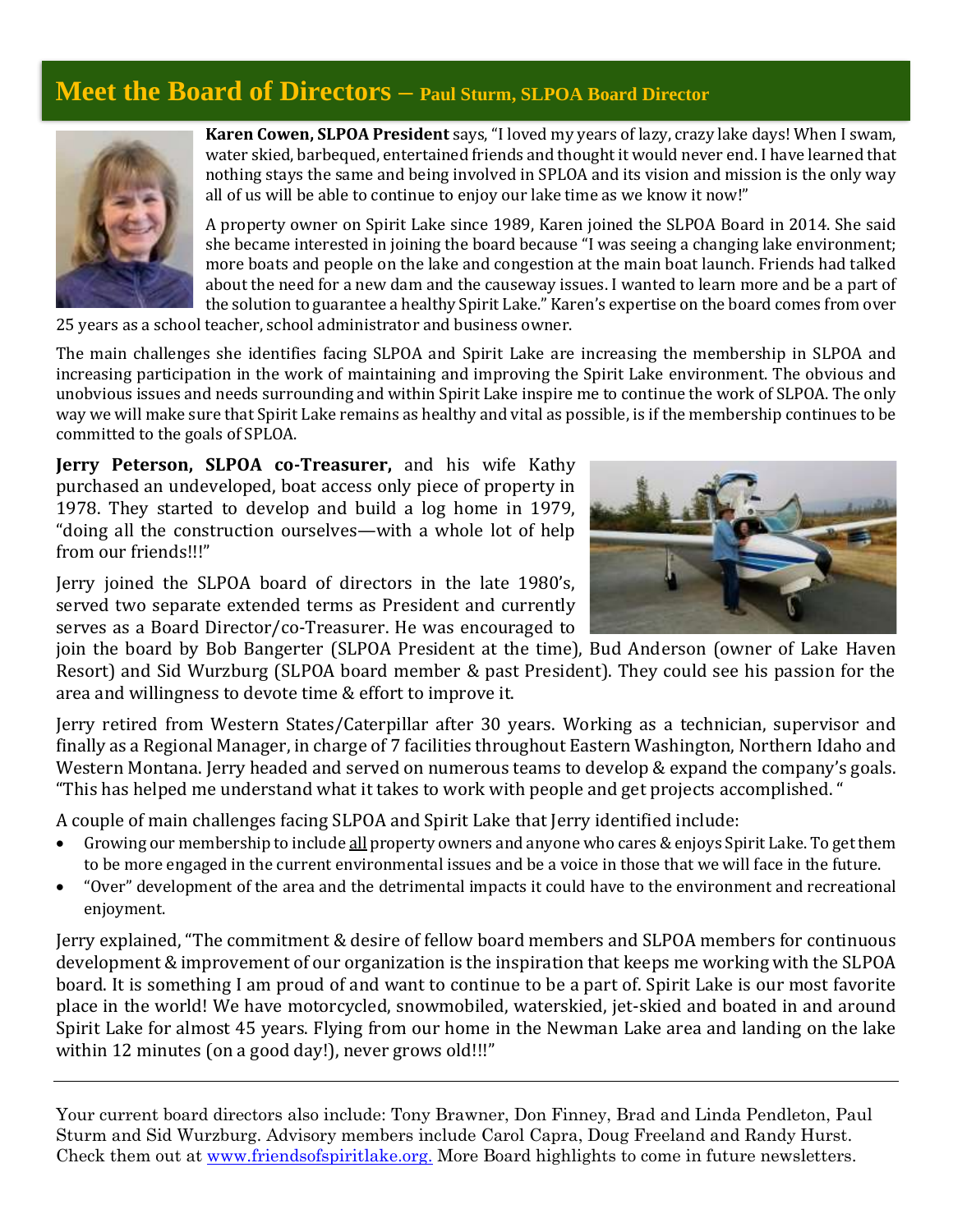## Meet the Board of Directors – Paul Sturm, SLPOA Board Director

**Karen Cowen, SLPOA President** says, "I loved my years of lazy, crazy lake days! When I swam, water skied, barbequed, entertained friends and thought it would never end. I have learned that nothing stays the same and being involved in SPLOA and its vision and mission is the only way all of us will be able to continue to enjoy our lake time as we know it now!"

A property owner on Spirit Lake since 1989, Karen joined the SLPOA Board in 2014. She said she became interested in joining the board because "I was seeing a changing lake environment; more boats and people on the lake and congestion at the main boat launch. Friends had talked about the need for a new dam and the causeway issues. I wanted to learn more and be a part of the solution to guarantee a healthy Spirit Lake." Karen's expertise on the board comes from over 25 years as a school teacher, school administrator and business owner.

The main challenges she identifies facing SLPOA and Spirit Lake are increasing the membership in SLPOA and increasing participation in the work of maintaining and improving the Spirit Lake environment. The obvious and unobvious issues and needs surrounding and within Spirit Lake inspire me to continue the work of SLPOA. The only way we will make sure that Spirit Lake remains as healthy and vital as possible, is if the membership continues to be committed to the goals of SPLOA.

**Jerry Peterson, SLPOA co-Treasurer,** and his wife Kathy purchased an undeveloped, boat access only piece of property in 1978. They started to develop and build a log home in 1979, "doing all the construction ourselves—with a whole lot of help from our friends!!!"

Jerry joined the SLPOA board of directors in the late 1980's, served two separate extended terms as President and currently serves as a Board Director/co-Treasurer. He was encouraged to join the board by Bob Bangerter (SLPOA President at the time), Bud Anderson (owner of Lake Haven Resort) and Sid Wurzburg (SLPOA board member & past President). They could see his passion for the area and willingness to devote time & effort to improve it.

Jerry retired from Western States/Caterpillar after 30 years. Working as a technician, supervisor and finally as a Regional Manager, in charge of 7 facilities throughout Eastern Washington, Northern Idaho and Western Montana. Jerry headed and served on numerous teams to develop & expand the company's goals. "This has helped me understand what it takes to work with people and get projects accomplished. "

A couple of main challenges facing SLPOA and Spirit Lake that Jerry identified include:

- Growing our membership to include <u>all</u> property owners and anyone who cares & enjoys Spirit Lake. To get them to be more engaged in the current environmental issues and be a voice in those that we will face in the future.
- "Over" development of the area and the detrimental impacts it could have to the environment and recreational enjoyment.

Jerry explained, "The commitment & desire of fellow board members and SLPOA members for continuous development & improvement of our organization is the inspiration that keeps me working with the SLPOA board. It is something I am proud of and want to continue to be a part of. Spirit Lake is our most favorite place in the world! We have motorcycled, snowmobiled, waterskied, jet-skied and boated in and around Spirit Lake for almost 45 years. Flying from our home in the Newman Lake area and landing on the lake within 12 minutes (on a good day!), never grows old!!!"

---

Your current board directors also include: Tony Brawner, Don Finney, Brad and Linda Pendleton, Paul Sturm and Sid Wurzburg. Advisory members include Carol Capra, Doug Freeland and Randy Hurst. Check them out at [www.friendsofspiritlake.org.](http://www.friendsofspiritlake.org) More Board highlights to come in future newsletters.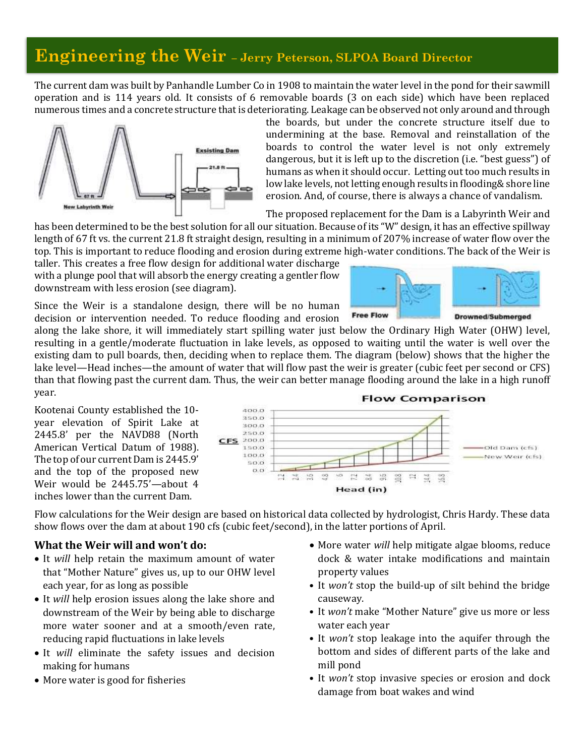# Engineering the Weir – Jerry Peterson, SLPOA Board Director

The current dam was built by Panhandle Lumber Co in 1908 to maintain the water level in the pond for their sawmill operation and is 114 years old. It consists of 6 removable boards (3 on each side) which have been replaced numerous times and a concrete structure that is deteriorating. Leakage can be observed not only around and through the boards, but under the concrete structure itself due to undermining at the base. Removal and reinstallation of the boards to control the water level is not only extremely dangerous, but it is left up to the discretion (i.e. "best guess") of humans as when it should occur. Letting out too much results in low lake levels, not letting enough results in flooding& shore line erosion. And, of course, there is always a chance of vandalism.

The proposed replacement for the Dam is a Labyrinth Weir and has been determined to be the best solution for all our situation. Because of its "W" design, it has an effective spillway length of 67 ft vs. the current 21.8 ft straight design, resulting in a minimum of 207% increase of water flow over the top. This is important to reduce flooding and erosion during extreme high-water conditions. The back of the Weir is taller. This creates a free flow design for additional water discharge with a plunge pool that will absorb the energy creating a gentler flow downstream with less erosion (see diagram).

Since the Weir is a standalone design, there will be no human decision or intervention needed. To reduce flooding and erosion along the lake shore, it will immediately start spilling water just below the Ordinary High Water (OHW) level, resulting in a gentle/moderate fluctuation in lake levels, as opposed to waiting until the water is well over the existing dam to pull boards, then, deciding when to replace them. The diagram (below) shows that the higher the lake level—Head inches—the amount of water that will flow past the weir is greater (cubic feet per second or CFS) than that flowing past the current dam. Thus, the weir can better manage flooding around the lake in a high runoff year.

Kootenai County established the 10-year elevation of Spirit Lake at 2445.8' per the NAVD88 (North American Vertical Datum of 1988). The top of our current Dam is 2445.9' and the top of the proposed new Weir would be 2445.75'—about 4 inches lower than the current Dam.

Flow calculations for the Weir design are based on historical data collected by hydrologist, Chris Hardy. These data show flows over the dam at about 190 cfs (cubic feet/second), in the latter portions of April.

## What the Weir will and won't do:

- It *will* help retain the maximum amount of water that "Mother Nature" gives us, up to our OHW level each year, for as long as possible
- It *will* help erosion issues along the lake shore and downstream of the Weir by being able to discharge more water sooner and at a smooth/even rate, reducing rapid fluctuations in lake levels
- It *will* eliminate the safety issues and decision making for humans
- More water is good for fisheries
- More water *will* help mitigate algae blooms, reduce dock & water intake modifications and maintain property values
- It *won't* stop the build-up of silt behind the bridge causeway.
- It *won't* make "Mother Nature" give us more or less water each year
- It *won't* stop leakage into the aquifer through the bottom and sides of different parts of the lake and mill pond
- It *won't* stop invasive species or erosion and dock damage from boat wakes and wind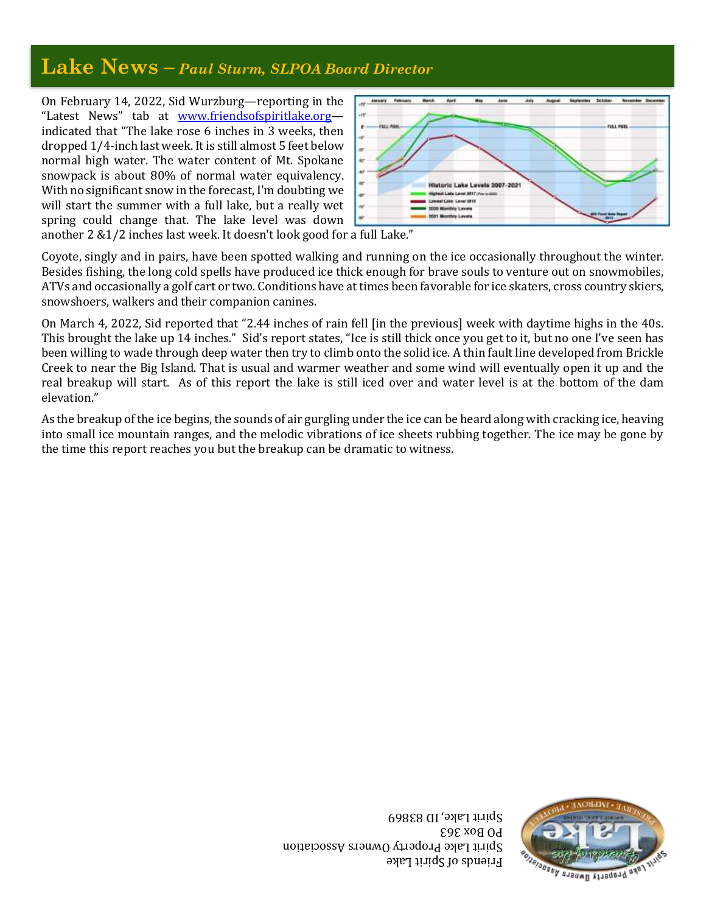## Lake News – *Paul Sturm, SLPOA Board Director*

On February 14, 2022, Sid Wurzburg—reporting in the "Latest News" tab at www.friendsofspiritlake.org—indicated that "The lake rose 6 inches in 3 weeks, then dropped 1/4-inch last week. It is still almost 5 feet below normal high water. The water content of Mt. Spokane snowpack is about 80% of normal water equivalency. With no significant snow in the forecast, I'm doubting we will start the summer with a full lake, but a really wet spring could change that. The lake level was down another 2 &1/2 inches last week. It doesn't look good for a full Lake."

Coyote, singly and in pairs, have been spotted walking and running on the ice occasionally throughout the winter. Besides fishing, the long cold spells have produced ice thick enough for brave souls to venture out on snowmobiles, ATVs and occasionally a golf cart or two. Conditions have at times been favorable for ice skaters, cross country skiers, snowshoers, walkers and their companion canines.

On March 4, 2022, Sid reported that "2.44 inches of rain fell [in the previous] week with daytime highs in the 40s. This brought the lake up 14 inches." Sid's report states, "Ice is still thick once you get to it, but no one I've seen has been willing to wade through deep water then try to climb onto the solid ice. A thin fault line developed from Brickle Creek to near the Big Island. That is usual and warmer weather and some wind will eventually open it up and the real breakup will start. As of this report the lake is still iced over and water level is at the bottom of the dam elevation."

As the breakup of the ice begins, the sounds of air gurgling under the ice can be heard along with cracking ice, heaving into small ice mountain ranges, and the melodic vibrations of ice sheets rubbing together. The ice may be gone by the time this report reaches you but the breakup can be dramatic to witness.

Friends of Spirit Lake
Spirit Lake Property Owners Association
PO Box 363
Spirit Lake, ID 83869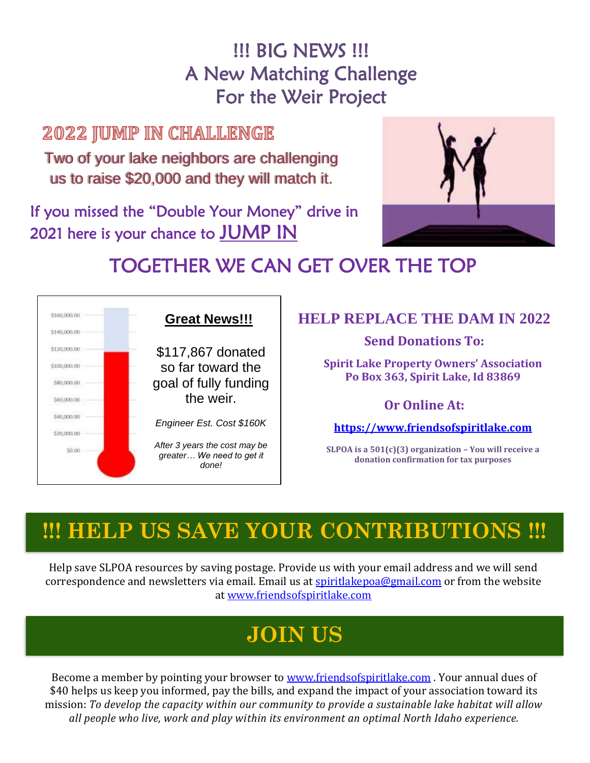# !!! BIG NEWS !!!
# A New Matching Challenge
# For the Weir Project

## 2022 JUMP IN CHALLENGE

Two of your lake neighbors are challenging us to raise $20,000 and they will match it.

If you missed the "Double Your Money" drive in 2021 here is your chance to JUMP IN

## TOGETHER WE CAN GET OVER THE TOP

$160,000.00
$140,000.00
$120,000.00
$100,000.00
$80,000.00
$60,000.00
$40,000.00
$20,000.00
$0.00

**Great News!!!**

$117,867 donated so far toward the goal of fully funding the weir.

*Engineer Est. Cost $160K*

*After 3 years the cost may be greater… We need to get it done!*

### HELP REPLACE THE DAM IN 2022

**Send Donations To:**

**Spirit Lake Property Owners' Association**
**Po Box 363, Spirit Lake, Id 83869**

**Or Online At:**

**https://www.friendsofspiritlake.com**

**SLPOA is a 501(c)(3) organization – You will receive a donation confirmation for tax purposes**

## !!! HELP US SAVE YOUR CONTRIBUTIONS !!!

Help save SLPOA resources by saving postage. Provide us with your email address and we will send correspondence and newsletters via email. Email us at spiritlakepoa@gmail.com or from the website at www.friendsofspiritlake.com

## JOIN US

Become a member by pointing your browser to www.friendsofspiritlake.com . Your annual dues of $40 helps us keep you informed, pay the bills, and expand the impact of your association toward its mission: *To develop the capacity within our community to provide a sustainable lake habitat will allow all people who live, work and play within its environment an optimal North Idaho experience.*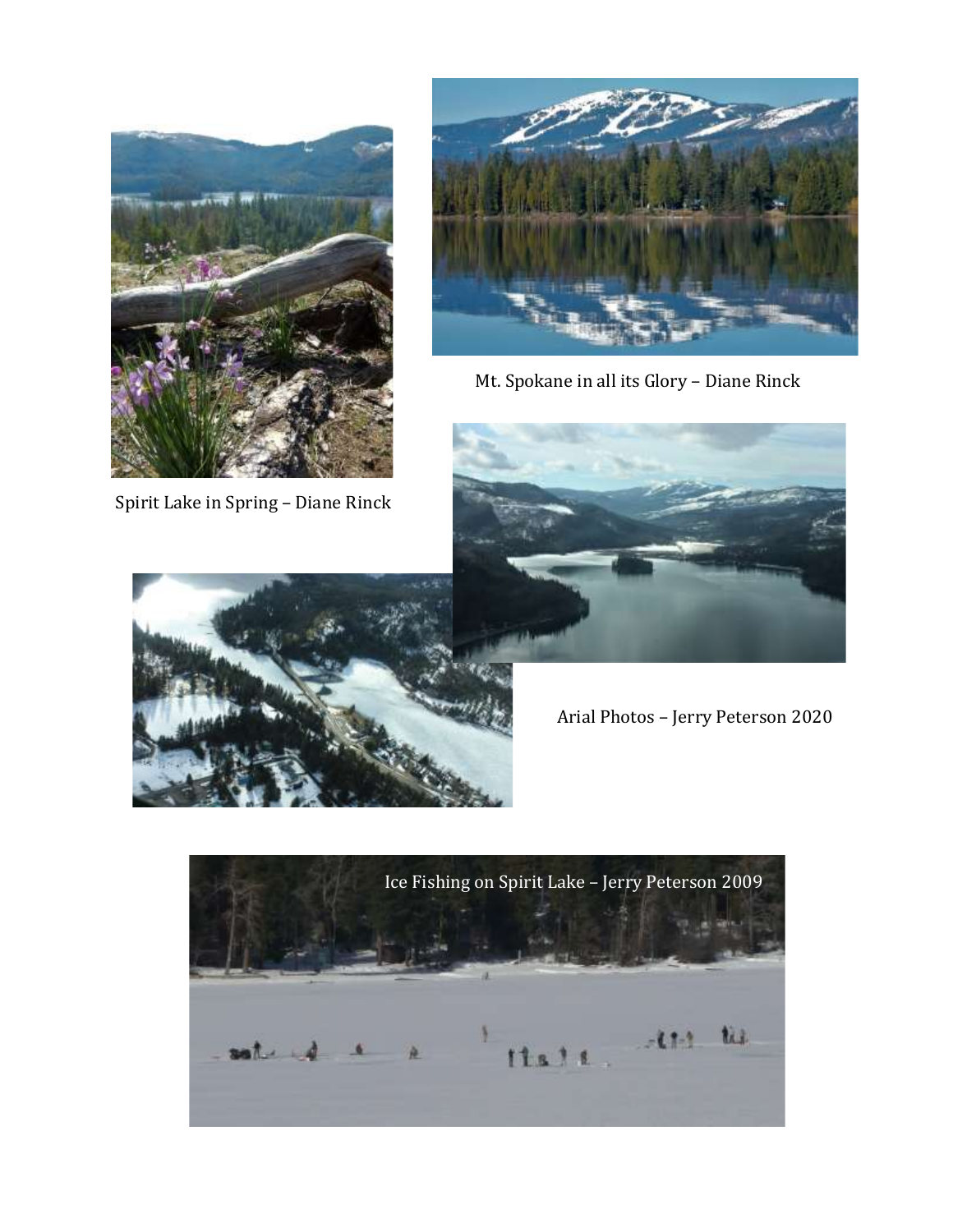Mt. Spokane in all its Glory – Diane Rinck

Spirit Lake in Spring – Diane Rinck

Arial Photos – Jerry Peterson 2020

Ice Fishing on Spirit Lake – Jerry Peterson 2009